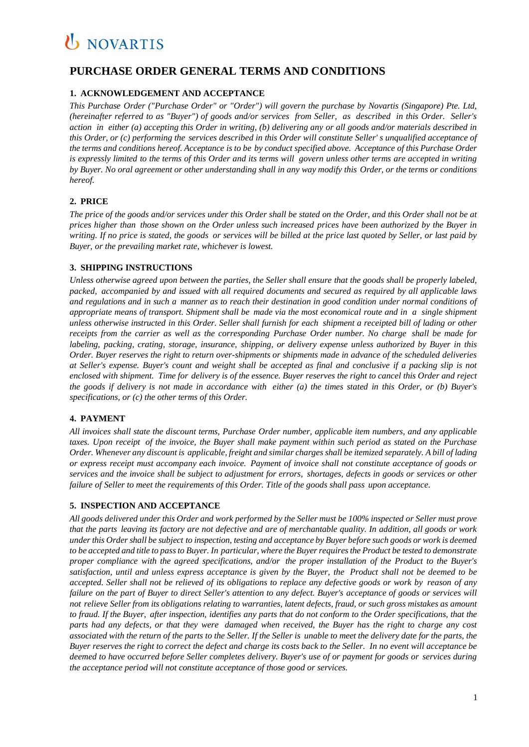NOVARTIS

# PURCHASE ORDER GENERAL TERMS AND CONDITIONS

## 1. ACKNOWLEDGEMENT AND ACCEPTANCE

*This Purchase Order ("Purchase Order" or "Order") will govern the purchase by Novartis (Singapore) Pte. Ltd, (hereinafter referred to as "Buyer") of goods and/or services from Seller, as described in this Order. Seller's action in either (a) accepting this Order in writing, (b) delivering any or all goods and/or materials described in this Order, or (c) performing the services described in this Order will constitute Seller' s unqualified acceptance of the terms and conditions hereof. Acceptance is to be by conduct specified above. Acceptance of this Purchase Order is expressly limited to the terms of this Order and its terms will govern unless other terms are accepted in writing by Buyer. No oral agreement or other understanding shall in any way modify this Order, or the terms or conditions hereof.*

## 2. PRICE

*The price of the goods and/or services under this Order shall be stated on the Order, and this Order shall not be at prices higher than those shown on the Order unless such increased prices have been authorized by the Buyer in writing. If no price is stated, the goods or services will be billed at the price last quoted by Seller, or last paid by Buyer, or the prevailing market rate, whichever is lowest.*

## 3. SHIPPING INSTRUCTIONS

*Unless otherwise agreed upon between the parties, the Seller shall ensure that the goods shall be properly labeled, packed, accompanied by and issued with all required documents and secured as required by all applicable laws and regulations and in such a manner as to reach their destination in good condition under normal conditions of appropriate means of transport. Shipment shall be made via the most economical route and in a single shipment unless otherwise instructed in this Order. Seller shall furnish for each shipment a receipted bill of lading or other receipts from the carrier as well as the corresponding Purchase Order number. No charge shall be made for labeling, packing, crating, storage, insurance, shipping, or delivery expense unless authorized by Buyer in this Order. Buyer reserves the right to return over-shipments or shipments made in advance of the scheduled deliveries at Seller's expense. Buyer's count and weight shall be accepted as final and conclusive if a packing slip is not enclosed with shipment. Time for delivery is of the essence. Buyer reserves the right to cancel this Order and reject the goods if delivery is not made in accordance with either (a) the times stated in this Order, or (b) Buyer's specifications, or (c) the other terms of this Order.*

## 4. PAYMENT

*All invoices shall state the discount terms, Purchase Order number, applicable item numbers, and any applicable taxes. Upon receipt of the invoice, the Buyer shall make payment within such period as stated on the Purchase Order. Whenever any discount is applicable, freight and similar charges shall be itemized separately. A bill of lading or express receipt must accompany each invoice. Payment of invoice shall not constitute acceptance of goods or services and the invoice shall be subject to adjustment for errors, shortages, defects in goods or services or other failure of Seller to meet the requirements of this Order. Title of the goods shall pass upon acceptance.*

## 5. INSPECTION AND ACCEPTANCE

*All goods delivered under this Order and work performed by the Seller must be 100% inspected or Seller must prove that the parts leaving its factory are not defective and are of merchantable quality. In addition, all goods or work under this Order shall be subject to inspection, testing and acceptance by Buyer before such goods or work is deemed to be accepted and title to pass to Buyer. In particular, where the Buyer requires the Product be tested to demonstrate proper compliance with the agreed specifications, and/or the proper installation of the Product to the Buyer's satisfaction, until and unless express acceptance is given by the Buyer, the Product shall not be deemed to be accepted. Seller shall not be relieved of its obligations to replace any defective goods or work by reason of any failure on the part of Buyer to direct Seller's attention to any defect. Buyer's acceptance of goods or services will not relieve Seller from its obligations relating to warranties, latent defects, fraud, or such gross mistakes as amount to fraud. If the Buyer, after inspection, identifies any parts that do not conform to the Order specifications, that the parts had any defects, or that they were damaged when received, the Buyer has the right to charge any cost associated with the return of the parts to the Seller. If the Seller is unable to meet the delivery date for the parts, the Buyer reserves the right to correct the defect and charge its costs back to the Seller. In no event will acceptance be deemed to have occurred before Seller completes delivery. Buyer's use of or payment for goods or services during the acceptance period will not constitute acceptance of those good or services.*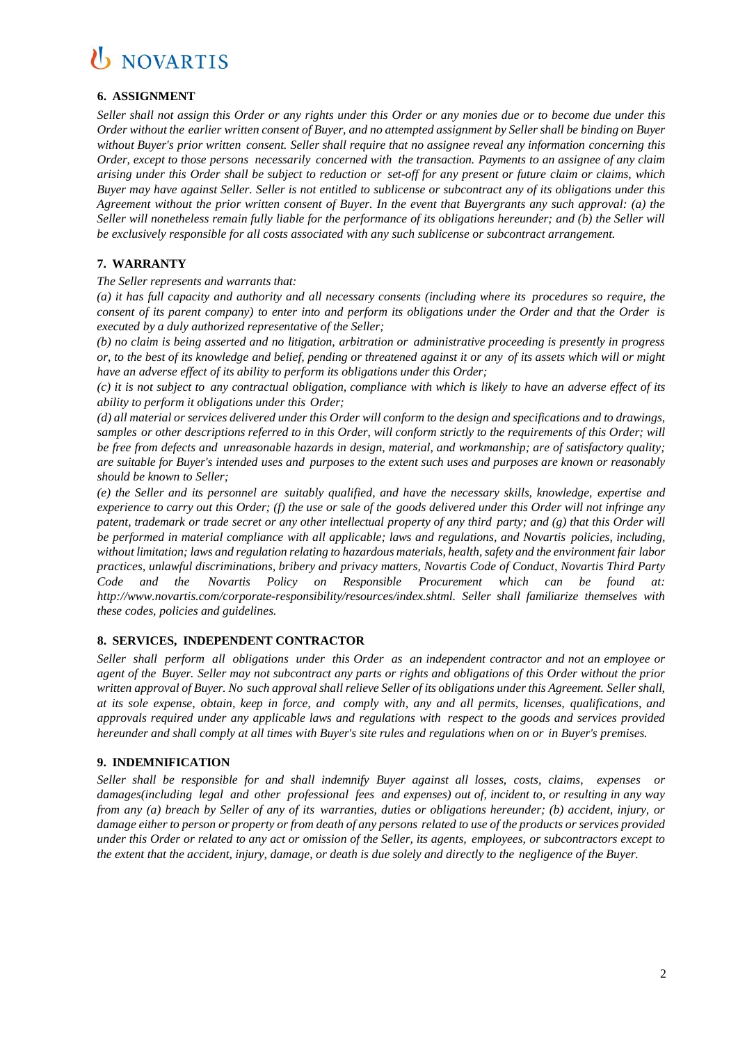### 6. ASSIGNMENT

*Seller shall not assign this Order or any rights under this Order or any monies due or to become due under this Order without the earlier written consent of Buyer, and no attempted assignment by Seller shall be binding on Buyer without Buyer's prior written consent. Seller shall require that no assignee reveal any information concerning this Order, except to those persons necessarily concerned with the transaction. Payments to an assignee of any claim arising under this Order shall be subject to reduction or set-off for any present or future claim or claims, which Buyer may have against Seller. Seller is not entitled to sublicense or subcontract any of its obligations under this Agreement without the prior written consent of Buyer. In the event that Buyergrants any such approval: (a) the Seller will nonetheless remain fully liable for the performance of its obligations hereunder; and (b) the Seller will be exclusively responsible for all costs associated with any such sublicense or subcontract arrangement.*

### 7. WARRANTY

*The Seller represents and warrants that:*

*(a) it has full capacity and authority and all necessary consents (including where its procedures so require, the consent of its parent company) to enter into and perform its obligations under the Order and that the Order is executed by a duly authorized representative of the Seller;*

*(b) no claim is being asserted and no litigation, arbitration or administrative proceeding is presently in progress or, to the best of its knowledge and belief, pending or threatened against it or any of its assets which will or might have an adverse effect of its ability to perform its obligations under this Order;*

*(c) it is not subject to any contractual obligation, compliance with which is likely to have an adverse effect of its ability to perform it obligations under this Order;*

*(d) all material or services delivered under this Order will conform to the design and specifications and to drawings, samples or other descriptions referred to in this Order, will conform strictly to the requirements of this Order; will be free from defects and unreasonable hazards in design, material, and workmanship; are of satisfactory quality; are suitable for Buyer's intended uses and purposes to the extent such uses and purposes are known or reasonably should be known to Seller;*

*(e) the Seller and its personnel are suitably qualified, and have the necessary skills, knowledge, expertise and experience to carry out this Order; (f) the use or sale of the goods delivered under this Order will not infringe any patent, trademark or trade secret or any other intellectual property of any third party; and (g) that this Order will be performed in material compliance with all applicable; laws and regulations, and Novartis policies, including, without limitation; laws and regulation relating to hazardous materials, health, safety and the environment fair labor practices, unlawful discriminations, bribery and privacy matters, Novartis Code of Conduct, Novartis Third Party Code and the Novartis Policy on Responsible Procurement which can be found at: http://www.novartis.com/corporate-responsibility/resources/index.shtml. Seller shall familiarize themselves with these codes, policies and guidelines.*

### 8. SERVICES, INDEPENDENT CONTRACTOR

*Seller shall perform all obligations under this Order as an independent contractor and not an employee or agent of the Buyer. Seller may not subcontract any parts or rights and obligations of this Order without the prior written approval of Buyer. No such approval shall relieve Seller of its obligations under this Agreement. Seller shall, at its sole expense, obtain, keep in force, and comply with, any and all permits, licenses, qualifications, and approvals required under any applicable laws and regulations with respect to the goods and services provided hereunder and shall comply at all times with Buyer's site rules and regulations when on or in Buyer's premises.*

### 9. INDEMNIFICATION

*Seller shall be responsible for and shall indemnify Buyer against all losses, costs, claims, expenses or damages(including legal and other professional fees and expenses) out of, incident to, or resulting in any way from any (a) breach by Seller of any of its warranties, duties or obligations hereunder; (b) accident, injury, or damage either to person or property or from death of any persons related to use of the products or services provided under this Order or related to any act or omission of the Seller, its agents, employees, or subcontractors except to the extent that the accident, injury, damage, or death is due solely and directly to the negligence of the Buyer.*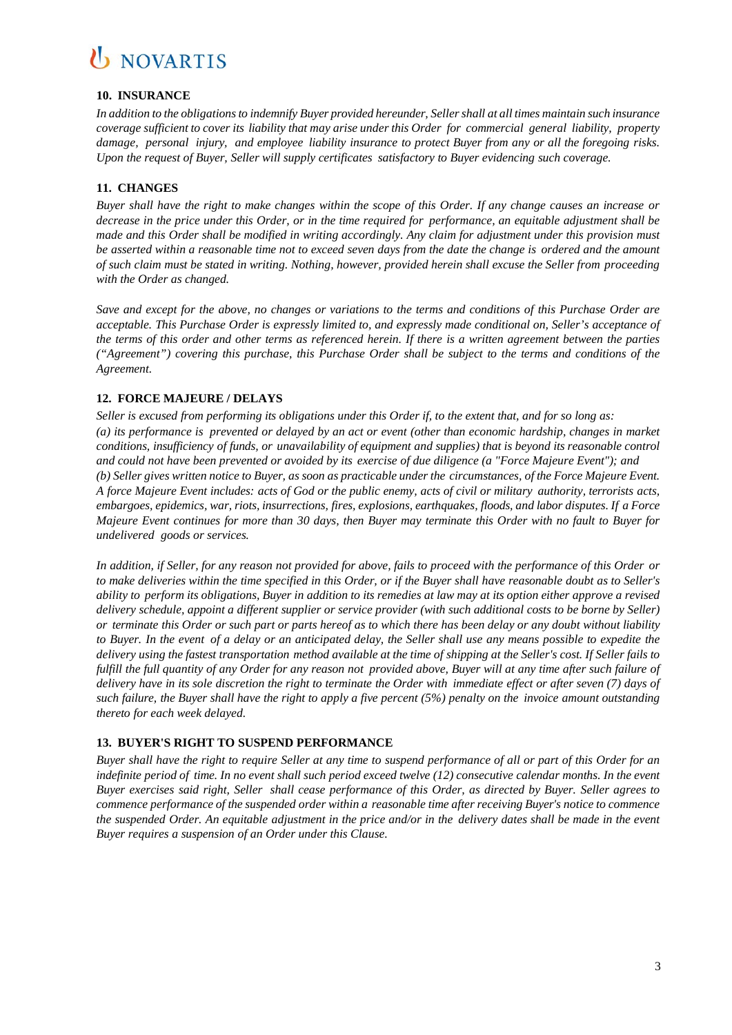### 10. INSURANCE

*In addition to the obligations to indemnify Buyer provided hereunder, Seller shall at all times maintain such insurance coverage sufficient to cover its liability that may arise under this Order for commercial general liability, property damage, personal injury, and employee liability insurance to protect Buyer from any or all the foregoing risks. Upon the request of Buyer, Seller will supply certificates satisfactory to Buyer evidencing such coverage.*

### 11. CHANGES

*Buyer shall have the right to make changes within the scope of this Order. If any change causes an increase or decrease in the price under this Order, or in the time required for performance, an equitable adjustment shall be made and this Order shall be modified in writing accordingly. Any claim for adjustment under this provision must be asserted within a reasonable time not to exceed seven days from the date the change is ordered and the amount of such claim must be stated in writing. Nothing, however, provided herein shall excuse the Seller from proceeding with the Order as changed.*

*Save and except for the above, no changes or variations to the terms and conditions of this Purchase Order are acceptable. This Purchase Order is expressly limited to, and expressly made conditional on, Seller's acceptance of the terms of this order and other terms as referenced herein. If there is a written agreement between the parties ("Agreement") covering this purchase, this Purchase Order shall be subject to the terms and conditions of the Agreement.*

### 12. FORCE MAJEURE / DELAYS

*Seller is excused from performing its obligations under this Order if, to the extent that, and for so long as:*
*(a) its performance is prevented or delayed by an act or event (other than economic hardship, changes in market conditions, insufficiency of funds, or unavailability of equipment and supplies) that is beyond its reasonable control and could not have been prevented or avoided by its exercise of due diligence (a "Force Majeure Event"); and*
*(b) Seller gives written notice to Buyer, as soon as practicable under the circumstances, of the Force Majeure Event. A force Majeure Event includes: acts of God or the public enemy, acts of civil or military authority, terrorists acts, embargoes, epidemics, war, riots, insurrections, fires, explosions, earthquakes, floods, and labor disputes. If a Force Majeure Event continues for more than 30 days, then Buyer may terminate this Order with no fault to Buyer for undelivered goods or services.*

*In addition, if Seller, for any reason not provided for above, fails to proceed with the performance of this Order or to make deliveries within the time specified in this Order, or if the Buyer shall have reasonable doubt as to Seller's ability to perform its obligations, Buyer in addition to its remedies at law may at its option either approve a revised delivery schedule, appoint a different supplier or service provider (with such additional costs to be borne by Seller) or terminate this Order or such part or parts hereof as to which there has been delay or any doubt without liability to Buyer. In the event of a delay or an anticipated delay, the Seller shall use any means possible to expedite the delivery using the fastest transportation method available at the time of shipping at the Seller's cost. If Seller fails to fulfill the full quantity of any Order for any reason not provided above, Buyer will at any time after such failure of delivery have in its sole discretion the right to terminate the Order with immediate effect or after seven (7) days of such failure, the Buyer shall have the right to apply a five percent (5%) penalty on the invoice amount outstanding thereto for each week delayed.*

### 13. BUYER'S RIGHT TO SUSPEND PERFORMANCE

*Buyer shall have the right to require Seller at any time to suspend performance of all or part of this Order for an indefinite period of time. In no event shall such period exceed twelve (12) consecutive calendar months. In the event Buyer exercises said right, Seller shall cease performance of this Order, as directed by Buyer. Seller agrees to commence performance of the suspended order within a reasonable time after receiving Buyer's notice to commence the suspended Order. An equitable adjustment in the price and/or in the delivery dates shall be made in the event Buyer requires a suspension of an Order under this Clause.*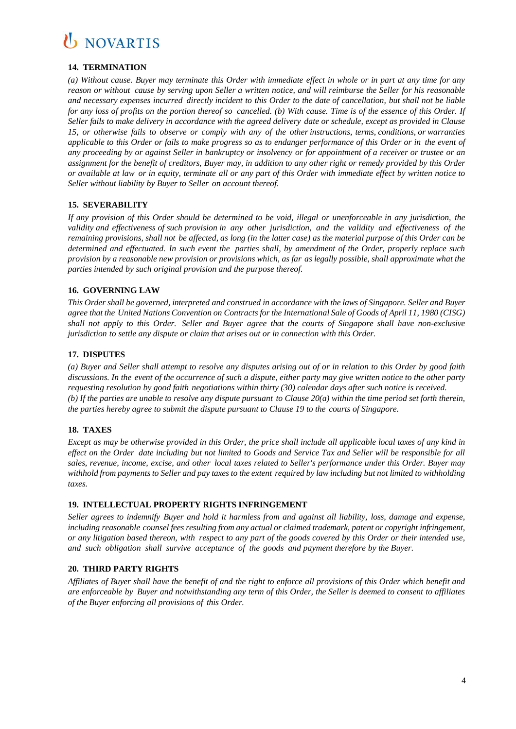### 14. TERMINATION

*(a) Without cause. Buyer may terminate this Order with immediate effect in whole or in part at any time for any reason or without cause by serving upon Seller a written notice, and will reimburse the Seller for his reasonable and necessary expenses incurred directly incident to this Order to the date of cancellation, but shall not be liable for any loss of profits on the portion thereof so cancelled. (b) With cause. Time is of the essence of this Order. If Seller fails to make delivery in accordance with the agreed delivery date or schedule, except as provided in Clause 15, or otherwise fails to observe or comply with any of the other instructions, terms, conditions, or warranties applicable to this Order or fails to make progress so as to endanger performance of this Order or in the event of any proceeding by or against Seller in bankruptcy or insolvency or for appointment of a receiver or trustee or an assignment for the benefit of creditors, Buyer may, in addition to any other right or remedy provided by this Order or available at law or in equity, terminate all or any part of this Order with immediate effect by written notice to Seller without liability by Buyer to Seller on account thereof.*

### 15. SEVERABILITY

*If any provision of this Order should be determined to be void, illegal or unenforceable in any jurisdiction, the validity and effectiveness of such provision in any other jurisdiction, and the validity and effectiveness of the remaining provisions, shall not be affected, as long (in the latter case) as the material purpose of this Order can be determined and effectuated. In such event the parties shall, by amendment of the Order, properly replace such provision by a reasonable new provision or provisions which, as far as legally possible, shall approximate what the parties intended by such original provision and the purpose thereof.*

### 16. GOVERNING LAW

*This Order shall be governed, interpreted and construed in accordance with the laws of Singapore. Seller and Buyer agree that the United Nations Convention on Contracts for the International Sale of Goods of April 11, 1980 (CISG) shall not apply to this Order. Seller and Buyer agree that the courts of Singapore shall have non-exclusive jurisdiction to settle any dispute or claim that arises out or in connection with this Order.*

### 17. DISPUTES

*(a) Buyer and Seller shall attempt to resolve any disputes arising out of or in relation to this Order by good faith discussions. In the event of the occurrence of such a dispute, either party may give written notice to the other party requesting resolution by good faith negotiations within thirty (30) calendar days after such notice is received.*
*(b) If the parties are unable to resolve any dispute pursuant to Clause 20(a) within the time period set forth therein, the parties hereby agree to submit the dispute pursuant to Clause 19 to the courts of Singapore.*

### 18. TAXES

*Except as may be otherwise provided in this Order, the price shall include all applicable local taxes of any kind in effect on the Order date including but not limited to Goods and Service Tax and Seller will be responsible for all sales, revenue, income, excise, and other local taxes related to Seller's performance under this Order. Buyer may withhold from payments to Seller and pay taxes to the extent required by law including but not limited to withholding taxes.*

### 19. INTELLECTUAL PROPERTY RIGHTS INFRINGEMENT

*Seller agrees to indemnify Buyer and hold it harmless from and against all liability, loss, damage and expense, including reasonable counsel fees resulting from any actual or claimed trademark, patent or copyright infringement, or any litigation based thereon, with respect to any part of the goods covered by this Order or their intended use, and such obligation shall survive acceptance of the goods and payment therefore by the Buyer.*

### 20. THIRD PARTY RIGHTS

*Affiliates of Buyer shall have the benefit of and the right to enforce all provisions of this Order which benefit and are enforceable by Buyer and notwithstanding any term of this Order, the Seller is deemed to consent to affiliates of the Buyer enforcing all provisions of this Order.*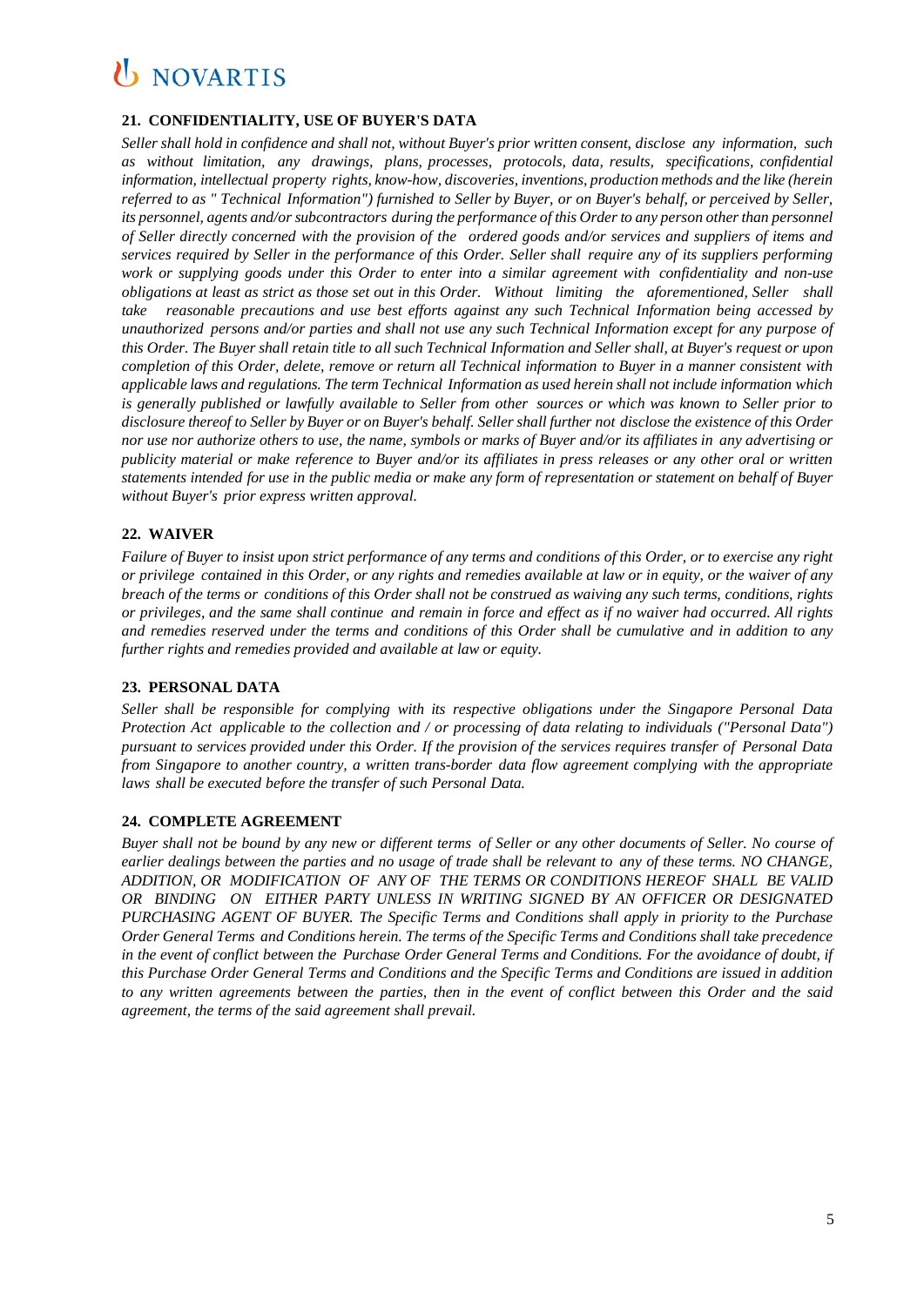## 21. CONFIDENTIALITY, USE OF BUYER'S DATA

*Seller shall hold in confidence and shall not, without Buyer's prior written consent, disclose any information, such as without limitation, any drawings, plans, processes, protocols, data, results, specifications, confidential information, intellectual property rights, know-how, discoveries, inventions, production methods and the like (herein referred to as " Technical Information") furnished to Seller by Buyer, or on Buyer's behalf, or perceived by Seller, its personnel, agents and/or subcontractors during the performance of this Order to any person other than personnel of Seller directly concerned with the provision of the ordered goods and/or services and suppliers of items and services required by Seller in the performance of this Order. Seller shall require any of its suppliers performing work or supplying goods under this Order to enter into a similar agreement with confidentiality and non-use obligations at least as strict as those set out in this Order. Without limiting the aforementioned, Seller shall take reasonable precautions and use best efforts against any such Technical Information being accessed by unauthorized persons and/or parties and shall not use any such Technical Information except for any purpose of this Order. The Buyer shall retain title to all such Technical Information and Seller shall, at Buyer's request or upon completion of this Order, delete, remove or return all Technical information to Buyer in a manner consistent with applicable laws and regulations. The term Technical Information as used herein shall not include information which is generally published or lawfully available to Seller from other sources or which was known to Seller prior to disclosure thereof to Seller by Buyer or on Buyer's behalf. Seller shall further not disclose the existence of this Order nor use nor authorize others to use, the name, symbols or marks of Buyer and/or its affiliates in any advertising or publicity material or make reference to Buyer and/or its affiliates in press releases or any other oral or written statements intended for use in the public media or make any form of representation or statement on behalf of Buyer without Buyer's prior express written approval.*

## 22. WAIVER

*Failure of Buyer to insist upon strict performance of any terms and conditions of this Order, or to exercise any right or privilege contained in this Order, or any rights and remedies available at law or in equity, or the waiver of any breach of the terms or conditions of this Order shall not be construed as waiving any such terms, conditions, rights or privileges, and the same shall continue and remain in force and effect as if no waiver had occurred. All rights and remedies reserved under the terms and conditions of this Order shall be cumulative and in addition to any further rights and remedies provided and available at law or equity.*

## 23. PERSONAL DATA

*Seller shall be responsible for complying with its respective obligations under the Singapore Personal Data Protection Act applicable to the collection and / or processing of data relating to individuals ("Personal Data") pursuant to services provided under this Order. If the provision of the services requires transfer of Personal Data from Singapore to another country, a written trans-border data flow agreement complying with the appropriate laws shall be executed before the transfer of such Personal Data.*

## 24. COMPLETE AGREEMENT

*Buyer shall not be bound by any new or different terms of Seller or any other documents of Seller. No course of earlier dealings between the parties and no usage of trade shall be relevant to any of these terms. NO CHANGE, ADDITION, OR MODIFICATION OF ANY OF THE TERMS OR CONDITIONS HEREOF SHALL BE VALID OR BINDING ON EITHER PARTY UNLESS IN WRITING SIGNED BY AN OFFICER OR DESIGNATED PURCHASING AGENT OF BUYER. The Specific Terms and Conditions shall apply in priority to the Purchase Order General Terms and Conditions herein. The terms of the Specific Terms and Conditions shall take precedence in the event of conflict between the Purchase Order General Terms and Conditions. For the avoidance of doubt, if this Purchase Order General Terms and Conditions and the Specific Terms and Conditions are issued in addition to any written agreements between the parties, then in the event of conflict between this Order and the said agreement, the terms of the said agreement shall prevail.*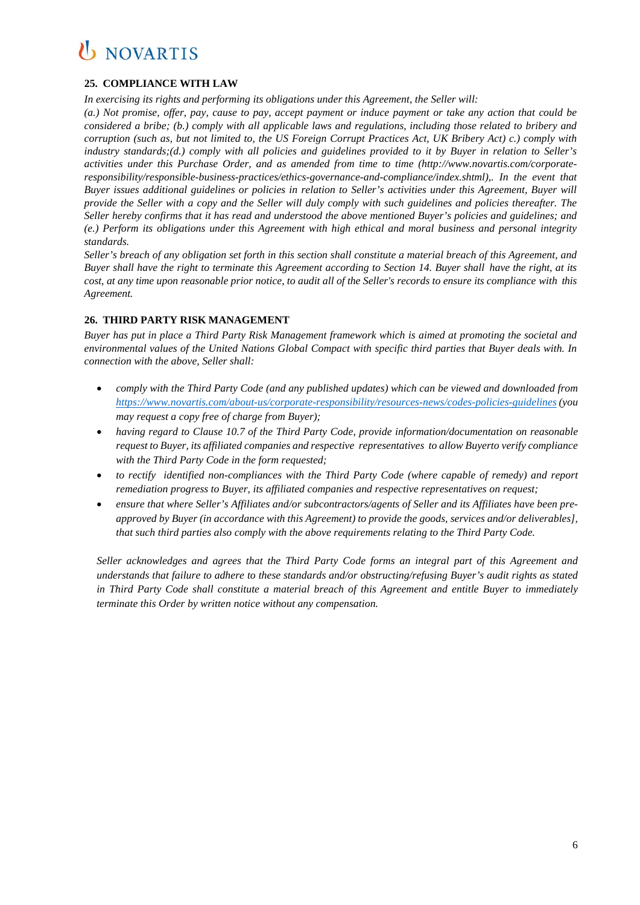## 25. COMPLIANCE WITH LAW

*In exercising its rights and performing its obligations under this Agreement, the Seller will:*

*(a.) Not promise, offer, pay, cause to pay, accept payment or induce payment or take any action that could be considered a bribe; (b.) comply with all applicable laws and regulations, including those related to bribery and corruption (such as, but not limited to, the US Foreign Corrupt Practices Act, UK Bribery Act) c.) comply with industry standards;(d.) comply with all policies and guidelines provided to it by Buyer in relation to Seller's activities under this Purchase Order, and as amended from time to time (http://www.novartis.com/corporate-responsibility/responsible-business-practices/ethics-governance-and-compliance/index.shtml),. In the event that Buyer issues additional guidelines or policies in relation to Seller's activities under this Agreement, Buyer will provide the Seller with a copy and the Seller will duly comply with such guidelines and policies thereafter. The Seller hereby confirms that it has read and understood the above mentioned Buyer's policies and guidelines; and (e.) Perform its obligations under this Agreement with high ethical and moral business and personal integrity standards.*

*Seller's breach of any obligation set forth in this section shall constitute a material breach of this Agreement, and Buyer shall have the right to terminate this Agreement according to Section 14. Buyer shall have the right, at its cost, at any time upon reasonable prior notice, to audit all of the Seller's records to ensure its compliance with this Agreement.*

## 26. THIRD PARTY RISK MANAGEMENT

*Buyer has put in place a Third Party Risk Management framework which is aimed at promoting the societal and environmental values of the United Nations Global Compact with specific third parties that Buyer deals with. In connection with the above, Seller shall:*

- *comply with the Third Party Code (and any published updates) which can be viewed and downloaded from https://www.novartis.com/about-us/corporate-responsibility/resources-news/codes-policies-guidelines (you may request a copy free of charge from Buyer);*
- *having regard to Clause 10.7 of the Third Party Code, provide information/documentation on reasonable request to Buyer, its affiliated companies and respective representatives to allow Buyerto verify compliance with the Third Party Code in the form requested;*
- *to rectify identified non-compliances with the Third Party Code (where capable of remedy) and report remediation progress to Buyer, its affiliated companies and respective representatives on request;*
- *ensure that where Seller's Affiliates and/or subcontractors/agents of Seller and its Affiliates have been pre-approved by Buyer (in accordance with this Agreement) to provide the goods, services and/or deliverables], that such third parties also comply with the above requirements relating to the Third Party Code.*

*Seller acknowledges and agrees that the Third Party Code forms an integral part of this Agreement and understands that failure to adhere to these standards and/or obstructing/refusing Buyer's audit rights as stated in Third Party Code shall constitute a material breach of this Agreement and entitle Buyer to immediately terminate this Order by written notice without any compensation.*